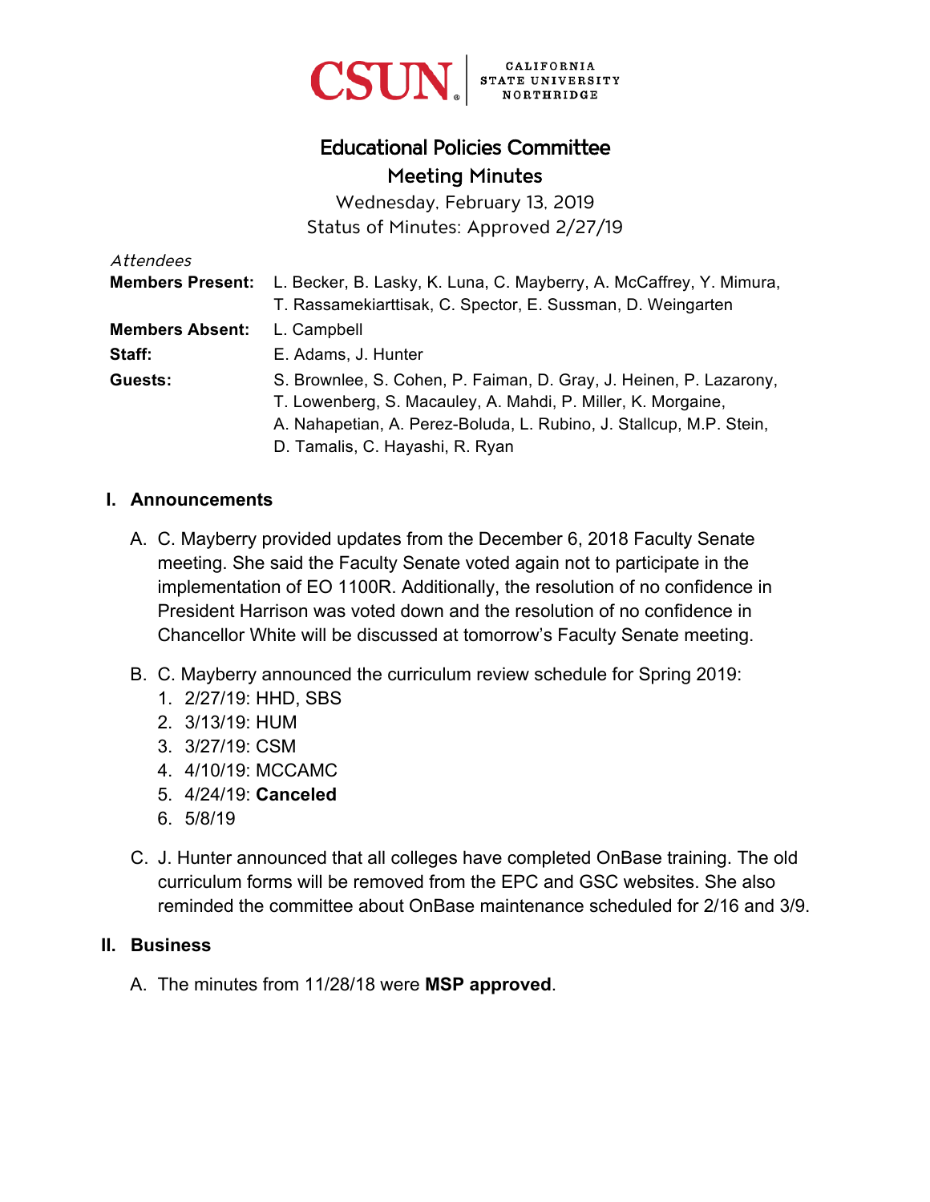CSUN | CALIFORNIA STATE UNIVERSITY NORTHRIDGE

# Educational Policies Committee

## Meeting Minutes

Wednesday, February 13, 2019

Status of Minutes: Approved 2/27/19

*Attendees*

**Members Present:** L. Becker, B. Lasky, K. Luna, C. Mayberry, A. McCaffrey, Y. Mimura, T. Rassamekiarttisak, C. Spector, E. Sussman, D. Weingarten

**Members Absent:** L. Campbell

**Staff:** E. Adams, J. Hunter

**Guests:** S. Brownlee, S. Cohen, P. Faiman, D. Gray, J. Heinen, P. Lazarony, T. Lowenberg, S. Macauley, A. Mahdi, P. Miller, K. Morgaine, A. Nahapetian, A. Perez-Boluda, L. Rubino, J. Stallcup, M.P. Stein, D. Tamalis, C. Hayashi, R. Ryan

### I. Announcements

A. C. Mayberry provided updates from the December 6, 2018 Faculty Senate meeting. She said the Faculty Senate voted again not to participate in the implementation of EO 1100R. Additionally, the resolution of no confidence in President Harrison was voted down and the resolution of no confidence in Chancellor White will be discussed at tomorrow's Faculty Senate meeting.

B. C. Mayberry announced the curriculum review schedule for Spring 2019:
   1. 2/27/19: HHD, SBS
   2. 3/13/19: HUM
   3. 3/27/19: CSM
   4. 4/10/19: MCCAMC
   5. 4/24/19: **Canceled**
   6. 5/8/19

C. J. Hunter announced that all colleges have completed OnBase training. The old curriculum forms will be removed from the EPC and GSC websites. She also reminded the committee about OnBase maintenance scheduled for 2/16 and 3/9.

### II. Business

A. The minutes from 11/28/18 were **MSP approved**.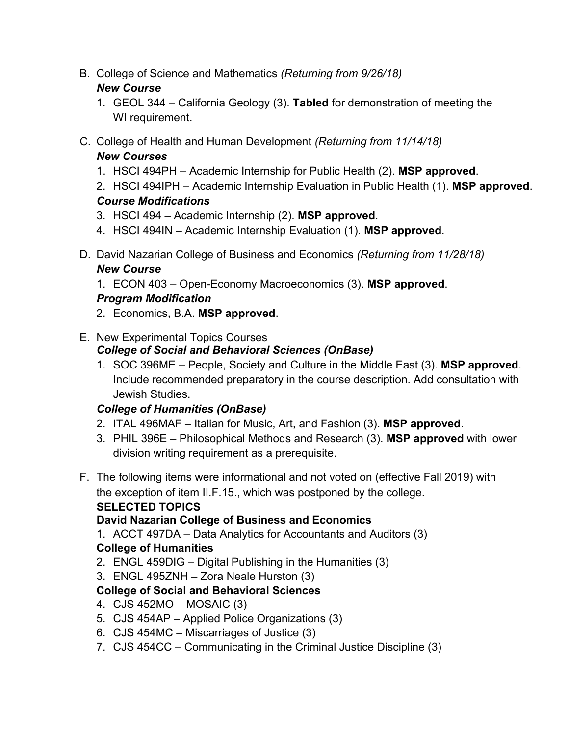B. College of Science and Mathematics *(Returning from 9/26/18)*

***New Course***

1. GEOL 344 – California Geology (3). **Tabled** for demonstration of meeting the WI requirement.

C. College of Health and Human Development *(Returning from 11/14/18)*

***New Courses***

1. HSCI 494PH – Academic Internship for Public Health (2). **MSP approved**.
2. HSCI 494IPH – Academic Internship Evaluation in Public Health (1). **MSP approved**.

***Course Modifications***

3. HSCI 494 – Academic Internship (2). **MSP approved**.
4. HSCI 494IN – Academic Internship Evaluation (1). **MSP approved**.

D. David Nazarian College of Business and Economics *(Returning from 11/28/18)*

***New Course***

1. ECON 403 – Open-Economy Macroeconomics (3). **MSP approved**.

***Program Modification***

2. Economics, B.A. **MSP approved**.

E. New Experimental Topics Courses

***College of Social and Behavioral Sciences (OnBase)***

1. SOC 396ME – People, Society and Culture in the Middle East (3). **MSP approved**. Include recommended preparatory in the course description. Add consultation with Jewish Studies.

***College of Humanities (OnBase)***

2. ITAL 496MAF – Italian for Music, Art, and Fashion (3). **MSP approved**.
3. PHIL 396E – Philosophical Methods and Research (3). **MSP approved** with lower division writing requirement as a prerequisite.

F. The following items were informational and not voted on (effective Fall 2019) with the exception of item II.F.15., which was postponed by the college.

**SELECTED TOPICS**

**David Nazarian College of Business and Economics**

1. ACCT 497DA – Data Analytics for Accountants and Auditors (3)

**College of Humanities**

2. ENGL 459DIG – Digital Publishing in the Humanities (3)
3. ENGL 495ZNH – Zora Neale Hurston (3)

**College of Social and Behavioral Sciences**

4. CJS 452MO – MOSAIC (3)
5. CJS 454AP – Applied Police Organizations (3)
6. CJS 454MC – Miscarriages of Justice (3)
7. CJS 454CC – Communicating in the Criminal Justice Discipline (3)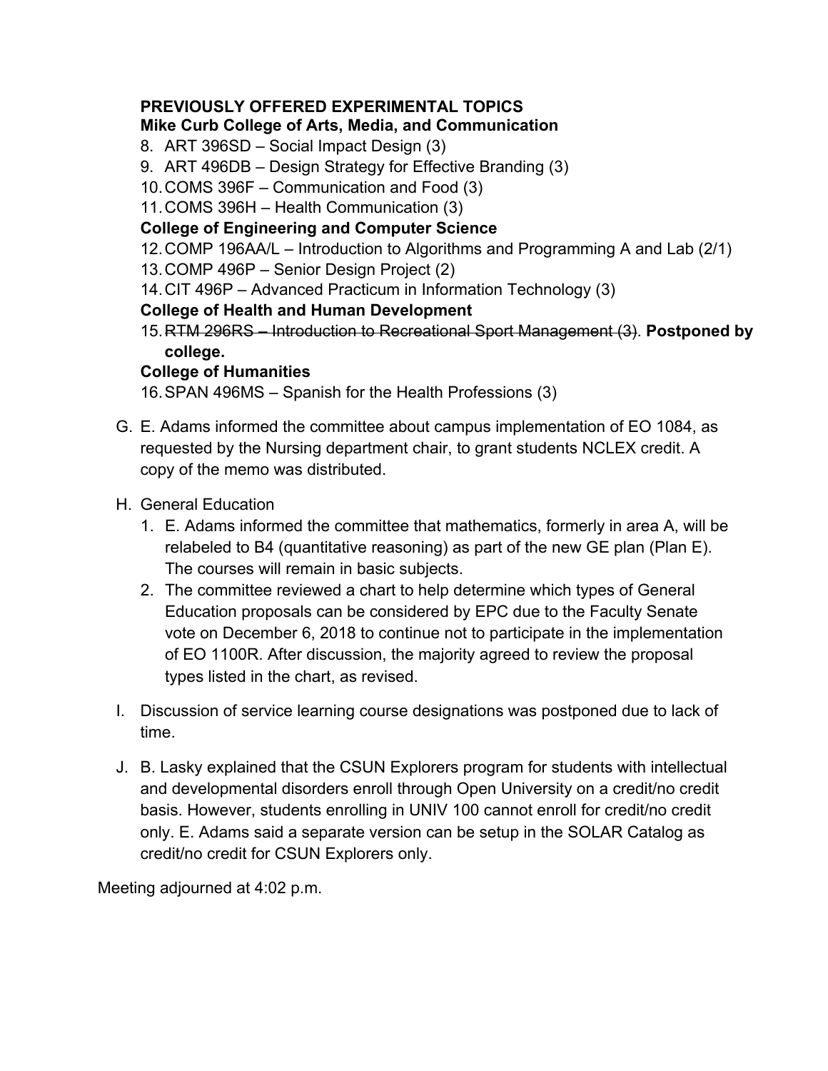**PREVIOUSLY OFFERED EXPERIMENTAL TOPICS**

**Mike Curb College of Arts, Media, and Communication**

8. ART 396SD – Social Impact Design (3)
9. ART 496DB – Design Strategy for Effective Branding (3)
10. COMS 396F – Communication and Food (3)
11. COMS 396H – Health Communication (3)

**College of Engineering and Computer Science**

12. COMP 196AA/L – Introduction to Algorithms and Programming A and Lab (2/1)
13. COMP 496P – Senior Design Project (2)
14. CIT 496P – Advanced Practicum in Information Technology (3)

**College of Health and Human Development**

15. ~~RTM 296RS – Introduction to Recreational Sport Management (3)~~. **Postponed by college.**

**College of Humanities**

16. SPAN 496MS – Spanish for the Health Professions (3)

G. E. Adams informed the committee about campus implementation of EO 1084, as requested by the Nursing department chair, to grant students NCLEX credit. A copy of the memo was distributed.

H. General Education
   1. E. Adams informed the committee that mathematics, formerly in area A, will be relabeled to B4 (quantitative reasoning) as part of the new GE plan (Plan E). The courses will remain in basic subjects.
   2. The committee reviewed a chart to help determine which types of General Education proposals can be considered by EPC due to the Faculty Senate vote on December 6, 2018 to continue not to participate in the implementation of EO 1100R. After discussion, the majority agreed to review the proposal types listed in the chart, as revised.

I. Discussion of service learning course designations was postponed due to lack of time.

J. B. Lasky explained that the CSUN Explorers program for students with intellectual and developmental disorders enroll through Open University on a credit/no credit basis. However, students enrolling in UNIV 100 cannot enroll for credit/no credit only. E. Adams said a separate version can be setup in the SOLAR Catalog as credit/no credit for CSUN Explorers only.

Meeting adjourned at 4:02 p.m.